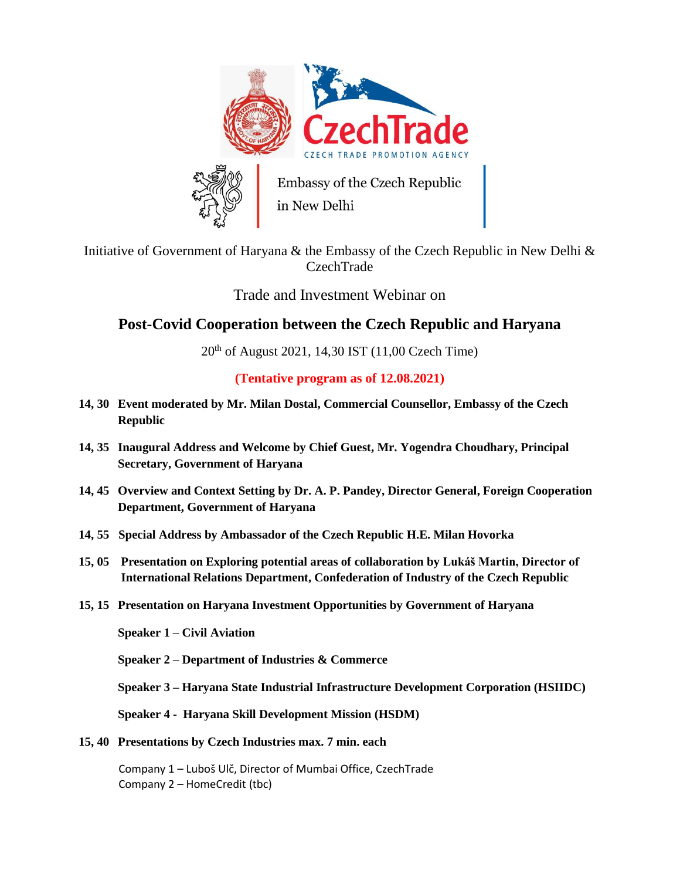CzechTrade

CZECH TRADE PROMOTION AGENCY

Embassy of the Czech Republic in New Delhi

Initiative of Government of Haryana & the Embassy of the Czech Republic in New Delhi & CzechTrade

Trade and Investment Webinar on

# Post-Covid Cooperation between the Czech Republic and Haryana

20th of August 2021, 14,30 IST (11,00 Czech Time)

**(Tentative program as of 12.08.2021)**

**14, 30 Event moderated by Mr. Milan Dostal, Commercial Counsellor, Embassy of the Czech Republic**

**14, 35 Inaugural Address and Welcome by Chief Guest, Mr. Yogendra Choudhary, Principal Secretary, Government of Haryana**

**14, 45 Overview and Context Setting by Dr. A. P. Pandey, Director General, Foreign Cooperation Department, Government of Haryana**

**14, 55 Special Address by Ambassador of the Czech Republic H.E. Milan Hovorka**

**15, 05 Presentation on Exploring potential areas of collaboration by Lukáš Martin, Director of International Relations Department, Confederation of Industry of the Czech Republic**

**15, 15 Presentation on Haryana Investment Opportunities by Government of Haryana**

**Speaker 1 – Civil Aviation**

**Speaker 2 – Department of Industries & Commerce**

**Speaker 3 – Haryana State Industrial Infrastructure Development Corporation (HSIIDC)**

**Speaker 4 - Haryana Skill Development Mission (HSDM)**

**15, 40 Presentations by Czech Industries max. 7 min. each**

Company 1 – Luboš Ulč, Director of Mumbai Office, CzechTrade
Company 2 – HomeCredit (tbc)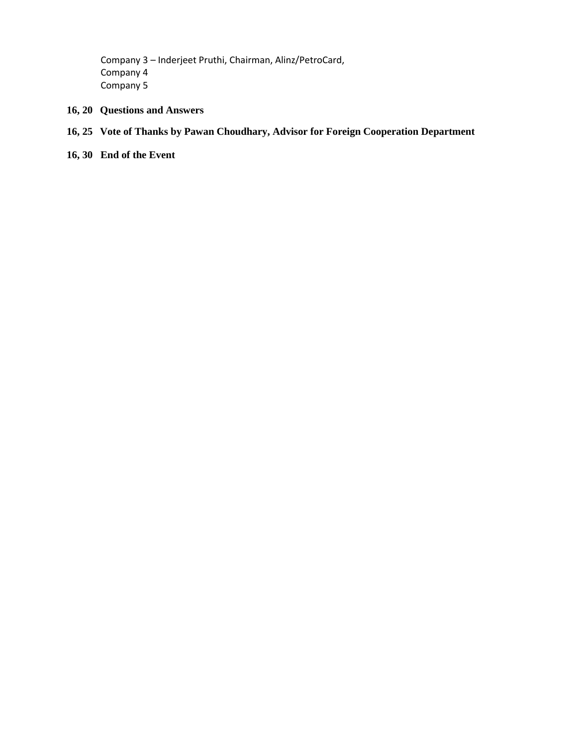Company 3 – Inderjeet Pruthi, Chairman, Alinz/PetroCard,
Company 4
Company 5

**16, 20 Questions and Answers**

**16, 25 Vote of Thanks by Pawan Choudhary, Advisor for Foreign Cooperation Department**

**16, 30 End of the Event**